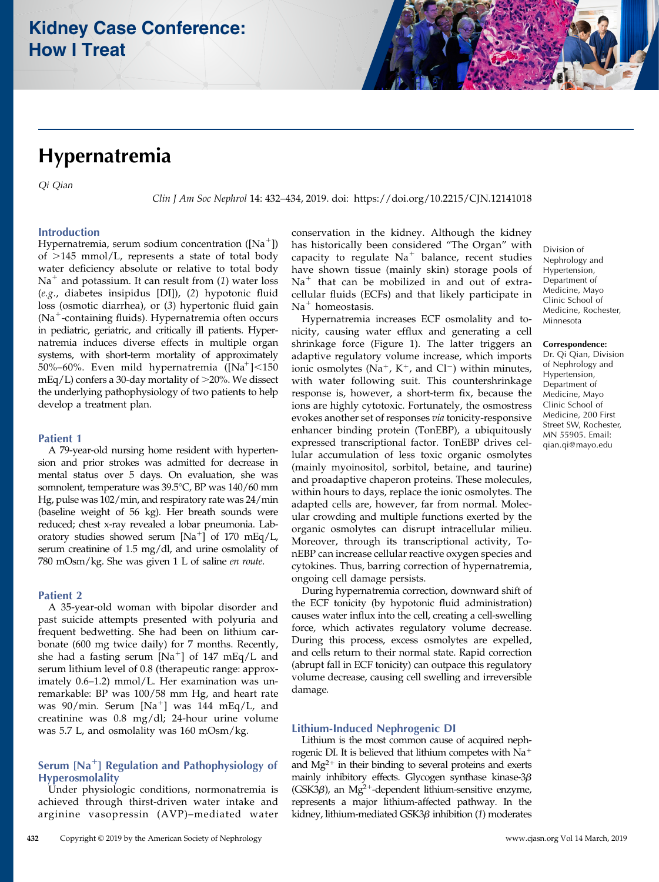Kidney Case Conference: How I Treat

# Hypernatremia

Qi Qian

*Clin J Am Soc Nephrol* 14: 432–434, 2019. doi: https://doi.org/10.2215/CJN.12141018

Division of Nephrology and Hypertension, Department of Medicine, Mayo Clinic School of Medicine, Rochester, Minnesota

**Correspondence:** Dr. Qi Qian, Division of Nephrology and Hypertension, Department of Medicine, Mayo Clinic School of Medicine, 200 First Street SW, Rochester, MN 55905. Email: qian.qi@mayo.edu

## Introduction

Hypernatremia, serum sodium concentration ([$Na^+$]) of >145 mmol/L, represents a state of total body water deficiency absolute or relative to total body $Na^+$ and potassium. It can result from (*1*) water loss (*e.g.*, diabetes insipidus [DI]), (*2*) hypotonic fluid loss (osmotic diarrhea), or (*3*) hypertonic fluid gain ($Na^+$-containing fluids). Hypernatremia often occurs in pediatric, geriatric, and critically ill patients. Hypernatremia induces diverse effects in multiple organ systems, with short-term mortality of approximately 50%–60%. Even mild hypernatremia ([$Na^+$]<150 mEq/L) confers a 30-day mortality of >20%. We dissect the underlying pathophysiology of two patients to help develop a treatment plan.

## Patient 1

A 79-year-old nursing home resident with hypertension and prior strokes was admitted for decrease in mental status over 5 days. On evaluation, she was somnolent, temperature was 39.5°C, BP was 140/60 mm Hg, pulse was 102/min, and respiratory rate was 24/min (baseline weight of 56 kg). Her breath sounds were reduced; chest x-ray revealed a lobar pneumonia. Laboratory studies showed serum [$Na^+$] of 170 mEq/L, serum creatinine of 1.5 mg/dl, and urine osmolality of 780 mOsm/kg. She was given 1 L of saline *en route*.

## Patient 2

A 35-year-old woman with bipolar disorder and past suicide attempts presented with polyuria and frequent bedwetting. She had been on lithium carbonate (600 mg twice daily) for 7 months. Recently, she had a fasting serum [$Na^+$] of 147 mEq/L and serum lithium level of 0.8 (therapeutic range: approximately 0.6–1.2) mmol/L. Her examination was unremarkable: BP was 100/58 mm Hg, and heart rate was 90/min. Serum [$Na^+$] was 144 mEq/L, and creatinine was 0.8 mg/dl; 24-hour urine volume was 5.7 L, and osmolality was 160 mOsm/kg.

## Serum [$Na^+$] Regulation and Pathophysiology of Hyperosmolality

Under physiologic conditions, normonatremia is achieved through thirst-driven water intake and arginine vasopressin (AVP)–mediated water conservation in the kidney. Although the kidney has historically been considered "The Organ" with capacity to regulate $Na^+$ balance, recent studies have shown tissue (mainly skin) storage pools of $Na^+$ that can be mobilized in and out of extracellular fluids (ECFs) and that likely participate in $Na^+$ homeostasis.

Hypernatremia increases ECF osmolality and tonicity, causing water efflux and generating a cell shrinkage force (Figure 1). The latter triggers an adaptive regulatory volume increase, which imports ionic osmolytes ($Na^+$, $K^+$, and $Cl^-$) within minutes, with water following suit. This countershrinkage response is, however, a short-term fix, because the ions are highly cytotoxic. Fortunately, the osmostress evokes another set of responses *via* tonicity-responsive enhancer binding protein (TonEBP), a ubiquitously expressed transcriptional factor. TonEBP drives cellular accumulation of less toxic organic osmolytes (mainly myoinositol, sorbitol, betaine, and taurine) and proadaptive chaperon proteins. These molecules, within hours to days, replace the ionic osmolytes. The adapted cells are, however, far from normal. Molecular crowding and multiple functions exerted by the organic osmolytes can disrupt intracellular milieu. Moreover, through its transcriptional activity, TonEBP can increase cellular reactive oxygen species and cytokines. Thus, barring correction of hypernatremia, ongoing cell damage persists.

During hypernatremia correction, downward shift of the ECF tonicity (by hypotonic fluid administration) causes water influx into the cell, creating a cell-swelling force, which activates regulatory volume decrease. During this process, excess osmolytes are expelled, and cells return to their normal state. Rapid correction (abrupt fall in ECF tonicity) can outpace this regulatory volume decrease, causing cell swelling and irreversible damage.

## Lithium-Induced Nephrogenic DI

Lithium is the most common cause of acquired nephrogenic DI. It is believed that lithium competes with $Na^+$ and $Mg^{2+}$ in their binding to several proteins and exerts mainly inhibitory effects. Glycogen synthase kinase-3$\beta$ (GSK3$\beta$), an $Mg^{2+}$-dependent lithium-sensitive enzyme, represents a major lithium-affected pathway. In the kidney, lithium-mediated GSK3$\beta$ inhibition (*1*) moderates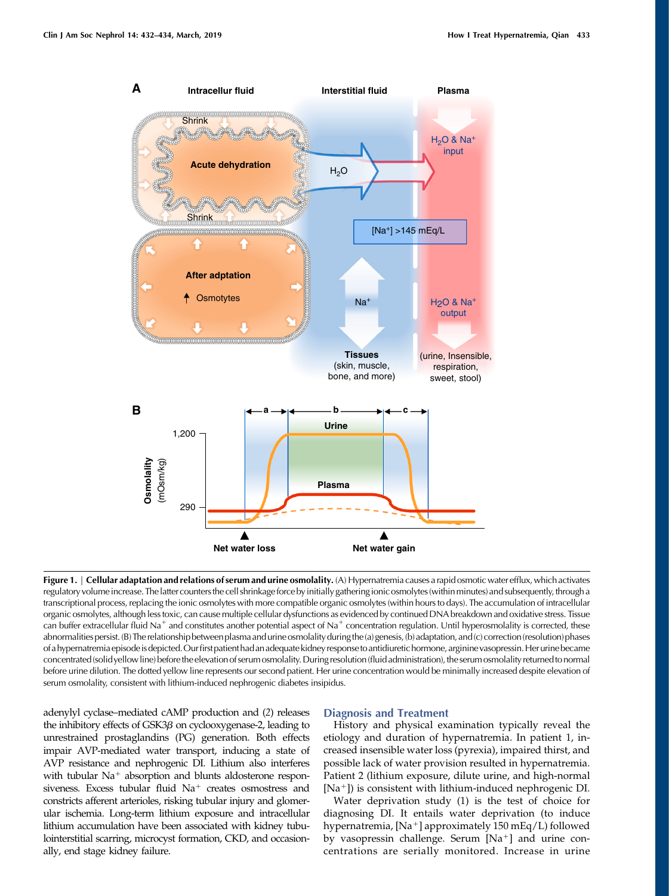A

Intracellur fluid

Interstitial fluid

Plasma

Shrink

Acute dehydration

Shrink

$H_2O$

$H_2O$ & $Na^+$ input

[$Na^+$] >145 mEq/L

After adptation

↑ Osmotytes

$Na^+$

$H_2O$ & $Na^+$ output

Tissues (skin, muscle, bone, and more)

(urine, Insensible, respiration, sweet, stool)

B

a

b

c

Urine

Plasma

1,200

290

Osmolality (mOsm/kg)

Net water loss

Net water gain

**Figure 1. | Cellular adaptation and relations of serum and urine osmolality.** (A) Hypernatremia causes a rapid osmotic water efflux, which activates regulatory volume increase. The latter counters the cell shrinkage force by initially gathering ionic osmolytes (within minutes) and subsequently, through a transcriptional process, replacing the ionic osmolytes with more compatible organic osmolytes (within hours to days). The accumulation of intracellular organic osmolytes, although less toxic, can cause multiple cellular dysfunctions as evidenced by continued DNA breakdown and oxidative stress. Tissue can buffer extracellular fluid $Na^+$ and constitutes another potential aspect of $Na^+$ concentration regulation. Until hyperosmolality is corrected, these abnormalities persist. (B) The relationship between plasma and urine osmolality during the (a) genesis, (b) adaptation, and (c) correction (resolution) phases of a hypernatremia episode is depicted. Our first patient had an adequate kidney response to antidiuretic hormone, arginine vasopressin. Her urine became concentrated (solid yellow line) before the elevation of serum osmolality. During resolution (fluid administration), the serum osmolality returned to normal before urine dilution. The dotted yellow line represents our second patient. Her urine concentration would be minimally increased despite elevation of serum osmolality, consistent with lithium-induced nephrogenic diabetes insipidus.

adenylyl cyclase–mediated cAMP production and (2) releases the inhibitory effects of GSK3$\beta$ on cyclooxygenase-2, leading to unrestrained prostaglandins (PG) generation. Both effects impair AVP-mediated water transport, inducing a state of AVP resistance and nephrogenic DI. Lithium also interferes with tubular $Na^+$ absorption and blunts aldosterone responsiveness. Excess tubular fluid $Na^+$ creates osmostress and constricts afferent arterioles, risking tubular injury and glomerular ischemia. Long-term lithium exposure and intracellular lithium accumulation have been associated with kidney tubulointerstitial scarring, microcyst formation, CKD, and occasionally, end stage kidney failure.

## Diagnosis and Treatment

History and physical examination typically reveal the etiology and duration of hypernatremia. In patient 1, increased insensible water loss (pyrexia), impaired thirst, and possible lack of water provision resulted in hypernatremia. Patient 2 (lithium exposure, dilute urine, and high-normal [$Na^+$]) is consistent with lithium-induced nephrogenic DI.

Water deprivation study (1) is the test of choice for diagnosing DI. It entails water deprivation (to induce hypernatremia, [$Na^+$] approximately 150 mEq/L) followed by vasopressin challenge. Serum [$Na^+$] and urine concentrations are serially monitored. Increase in urine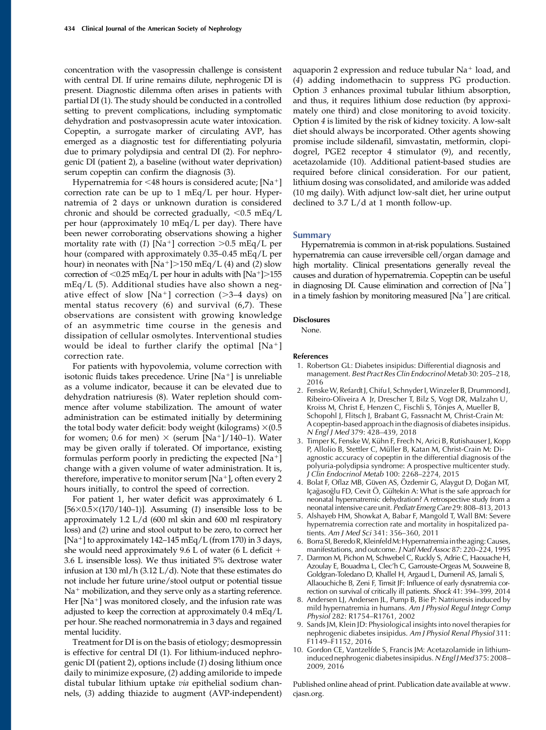concentration with the vasopressin challenge is consistent with central DI. If urine remains dilute, nephrogenic DI is present. Diagnostic dilemma often arises in patients with partial DI (1). The study should be conducted in a controlled setting to prevent complications, including symptomatic dehydration and postvasopressin acute water intoxication. Copeptin, a surrogate marker of circulating AVP, has emerged as a diagnostic test for differentiating polyuria due to primary polydipsia and central DI (2). For nephrogenic DI (patient 2), a baseline (without water deprivation) serum copeptin can confirm the diagnosis (3).

Hypernatremia for <48 hours is considered acute; $[Na^+]$ correction rate can be up to 1 mEq/L per hour. Hypernatremia of 2 days or unknown duration is considered chronic and should be corrected gradually, <0.5 mEq/L per hour (approximately 10 mEq/L per day). There have been newer corroborating observations showing a higher mortality rate with (*1*) $[Na^+]$ correction >0.5 mEq/L per hour (compared with approximately 0.35–0.45 mEq/L per hour) in neonates with $[Na^+]$>150 mEq/L (4) and (*2*) slow correction of <0.25 mEq/L per hour in adults with $[Na^+]$>155 mEq/L (5). Additional studies have also shown a negative effect of slow $[Na^+]$ correction (>3–4 days) on mental status recovery (6) and survival (6,7). These observations are consistent with growing knowledge of an asymmetric time course in the genesis and dissipation of cellular osmolytes. Interventional studies would be ideal to further clarify the optimal $[Na^+]$ correction rate.

For patients with hypovolemia, volume correction with isotonic fluids takes precedence. Urine $[Na^+]$ is unreliable as a volume indicator, because it can be elevated due to dehydration natriuresis (8). Water repletion should commence after volume stabilization. The amount of water administration can be estimated initially by determining the total body water deficit: body weight (kilograms) ×(0.5 for women; 0.6 for men) × (serum $[Na^+]$/140–1). Water may be given orally if tolerated. Of importance, existing formulas perform poorly in predicting the expected $[Na^+]$ change with a given volume of water administration. It is, therefore, imperative to monitor serum $[Na^+]$, often every 2 hours initially, to control the speed of correction.

For patient 1, her water deficit was approximately 6 L [56×0.5×(170/140–1)]. Assuming (*1*) insensible loss to be approximately 1.2 L/d (600 ml skin and 600 ml respiratory loss) and (*2*) urine and stool output to be zero, to correct her $[Na^+]$ to approximately 142–145 mEq/L (from 170) in 3 days, she would need approximately 9.6 L of water (6 L deficit + 3.6 L insensible loss). We thus initiated 5% dextrose water infusion at 130 ml/h (3.12 L/d). Note that these estimates do not include her future urine/stool output or potential tissue $Na^+$ mobilization, and they serve only as a starting reference. Her $[Na^+]$ was monitored closely, and the infusion rate was adjusted to keep the correction at approximately 0.4 mEq/L per hour. She reached normonatremia in 3 days and regained mental lucidity.

Treatment for DI is on the basis of etiology; desmopressin is effective for central DI (1). For lithium-induced nephrogenic DI (patient 2), options include (*1*) dosing lithium once daily to minimize exposure, (*2*) adding amiloride to impede distal tubular lithium uptake *via* epithelial sodium channels, (*3*) adding thiazide to augment (AVP-independent) aquaporin 2 expression and reduce tubular $Na^+$ load, and (*4*) adding indomethacin to suppress PG production. Option *3* enhances proximal tubular lithium absorption, and thus, it requires lithium dose reduction (by approximately one third) and close monitoring to avoid toxicity. Option *4* is limited by the risk of kidney toxicity. A low-salt diet should always be incorporated. Other agents showing promise include sildenafil, simvastatin, metformin, clopidogrel, PGE2 receptor 4 stimulator (9), and recently, acetazolamide (10). Additional patient-based studies are required before clinical consideration. For our patient, lithium dosing was consolidated, and amiloride was added (10 mg daily). With adjunct low-salt diet, her urine output declined to 3.7 L/d at 1 month follow-up.

## Summary

Hypernatremia is common in at-risk populations. Sustained hypernatremia can cause irreversible cell/organ damage and high mortality. Clinical presentations generally reveal the causes and duration of hypernatremia. Copeptin can be useful in diagnosing DI. Cause elimination and correction of $[Na^+]$ in a timely fashion by monitoring measured $[Na^+]$ are critical.

### Disclosures

None.

### References

1. Robertson GL: Diabetes insipidus: Differential diagnosis and management. *Best Pract Res Clin Endocrinol Metab* 30: 205–218, 2016
2. Fenske W, Refardt J, Chifu I, Schnyder I, Winzeler B, Drummond J, Ribeiro-Oliveira A Jr, Drescher T, Bilz S, Vogt DR, Malzahn U, Kroiss M, Christ E, Henzen C, Fischli S, Tönjes A, Mueller B, Schopohl J, Flitsch J, Brabant G, Fassnacht M, Christ-Crain M: A copeptin-based approach in the diagnosis of diabetes insipidus. *N Engl J Med* 379: 428–439, 2018
3. Timper K, Fenske W, Kühn F, Frech N, Arici B, Rutishauser J, Kopp P, Allolio B, Stettler C, Müller B, Katan M, Christ-Crain M: Diagnostic accuracy of copeptin in the differential diagnosis of the polyuria-polydipsia syndrome: A prospective multicenter study. *J Clin Endocrinol Metab* 100: 2268–2274, 2015
4. Bolat F, Oflaz MB, Güven AS, Özdemir G, Alaygut D, Doğan MT, Içağasoğlu FD, Cevit Ö, Gültekin A: What is the safe approach for neonatal hypernatremic dehydration? A retrospective study from a neonatal intensive care unit. *Pediatr Emerg Care* 29: 808–813, 2013
5. Alshayeb HM, Showkat A, Babar F, Mangold T, Wall BM: Severe hypernatremia correction rate and mortality in hospitalized patients. *Am J Med Sci* 341: 356–360, 2011
6. Borra SI, Beredo R, Kleinfeld M: Hypernatremia in the aging: Causes, manifestations, and outcome. *J Natl Med Assoc* 87: 220–224, 1995
7. Darmon M, Pichon M, Schwebel C, Ruckly S, Adrie C, Haouache H, Azoulay E, Bouadma L, Clec'h C, Garrouste-Orgeas M, Souweine B, Goldgran-Toledano D, Khallel H, Argaud L, Dumenil AS, Jamali S, Allaouchiche B, Zeni F, Timsit JF: Influence of early dysnatremia correction on survival of critically ill patients. *Shock* 41: 394–399, 2014
8. Andersen LJ, Andersen JL, Pump B, Bie P: Natriuresis induced by mild hypernatremia in humans. *Am J Physiol Regul Integr Comp Physiol* 282: R1754–R1761, 2002
9. Sands JM, Klein JD: Physiological insights into novel therapies for nephrogenic diabetes insipidus. *Am J Physiol Renal Physiol* 311: F1149–F1152, 2016
10. Gordon CE, Vantzelfde S, Francis JM: Acetazolamide in lithium-induced nephrogenic diabetes insipidus. *N Engl J Med* 375: 2008–2009, 2016

Published online ahead of print. Publication date available at www.cjasn.org.